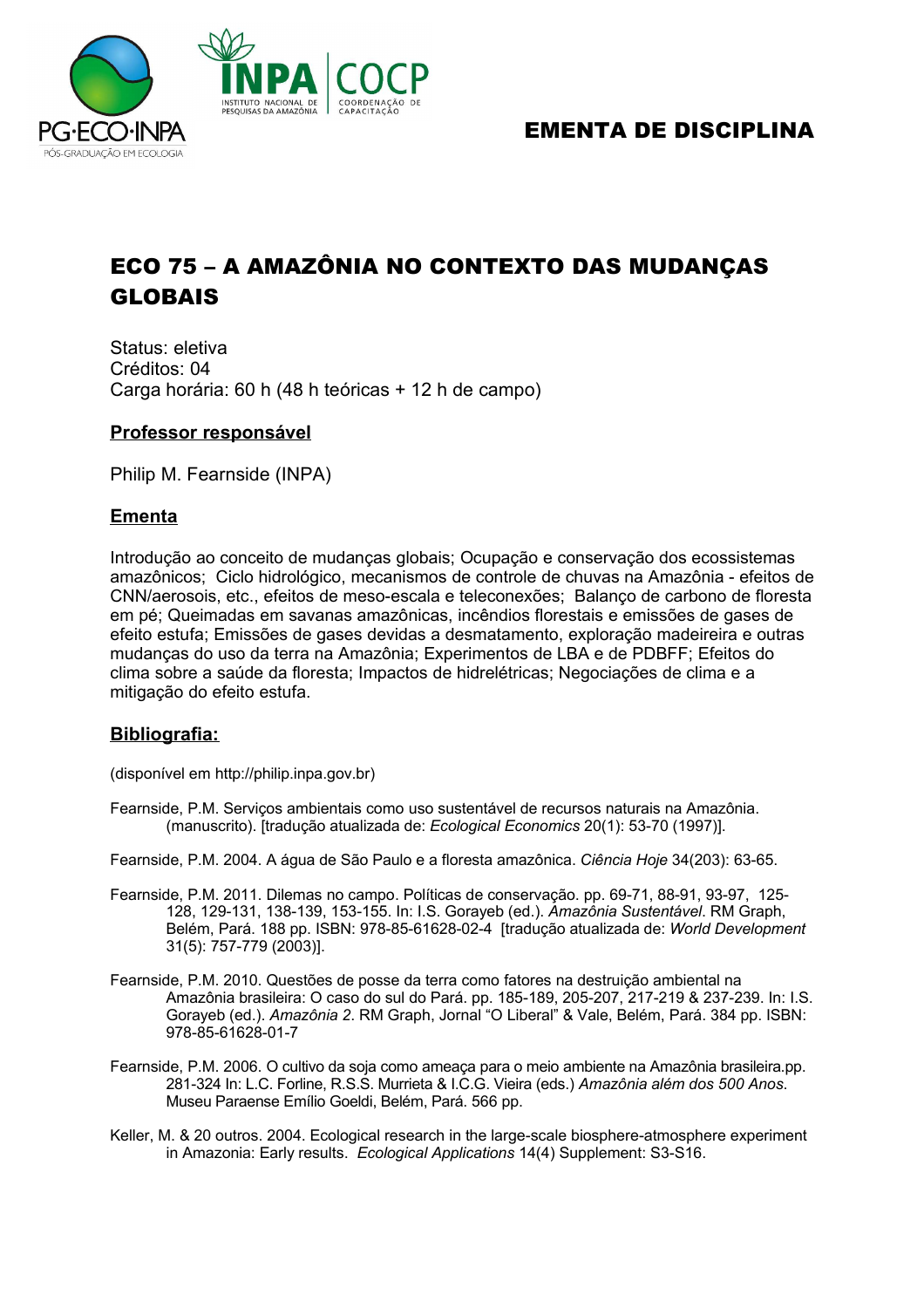EMENTA DE DISCIPLINA

# ECO 75 – A AMAZÔNIA NO CONTEXTO DAS MUDANÇAS GLOBAIS

Status: eletiva
Créditos: 04
Carga horária: 60 h (48 h teóricas + 12 h de campo)

## Professor responsável

Philip M. Fearnside (INPA)

## Ementa

Introdução ao conceito de mudanças globais; Ocupação e conservação dos ecossistemas amazônicos; Ciclo hidrológico, mecanismos de controle de chuvas na Amazônia - efeitos de CNN/aerosois, etc., efeitos de meso-escala e teleconexões; Balanço de carbono de floresta em pé; Queimadas em savanas amazônicas, incêndios florestais e emissões de gases de efeito estufa; Emissões de gases devidas a desmatamento, exploração madeireira e outras mudanças do uso da terra na Amazônia; Experimentos de LBA e de PDBFF; Efeitos do clima sobre a saúde da floresta; Impactos de hidrelétricas; Negociações de clima e a mitigação do efeito estufa.

## Bibliografia:

(disponível em http://philip.inpa.gov.br)

Fearnside, P.M. Serviços ambientais como uso sustentável de recursos naturais na Amazônia. (manuscrito). [tradução atualizada de: *Ecological Economics* 20(1): 53-70 (1997)].

Fearnside, P.M. 2004. A água de São Paulo e a floresta amazônica. *Ciência Hoje* 34(203): 63-65.

Fearnside, P.M. 2011. Dilemas no campo. Políticas de conservação. pp. 69-71, 88-91, 93-97, 125-128, 129-131, 138-139, 153-155. In: I.S. Gorayeb (ed.). *Amazônia Sustentável*. RM Graph, Belém, Pará. 188 pp. ISBN: 978-85-61628-02-4 [tradução atualizada de: *World Development* 31(5): 757-779 (2003)].

Fearnside, P.M. 2010. Questões de posse da terra como fatores na destruição ambiental na Amazônia brasileira: O caso do sul do Pará. pp. 185-189, 205-207, 217-219 & 237-239. In: I.S. Gorayeb (ed.). *Amazônia 2*. RM Graph, Jornal "O Liberal" & Vale, Belém, Pará. 384 pp. ISBN: 978-85-61628-01-7

Fearnside, P.M. 2006. O cultivo da soja como ameaça para o meio ambiente na Amazônia brasileira.pp. 281-324 In: L.C. Forline, R.S.S. Murrieta & I.C.G. Vieira (eds.) *Amazônia além dos 500 Anos*. Museu Paraense Emílio Goeldi, Belém, Pará. 566 pp.

Keller, M. & 20 outros. 2004. Ecological research in the large-scale biosphere-atmosphere experiment in Amazonia: Early results. *Ecological Applications* 14(4) Supplement: S3-S16.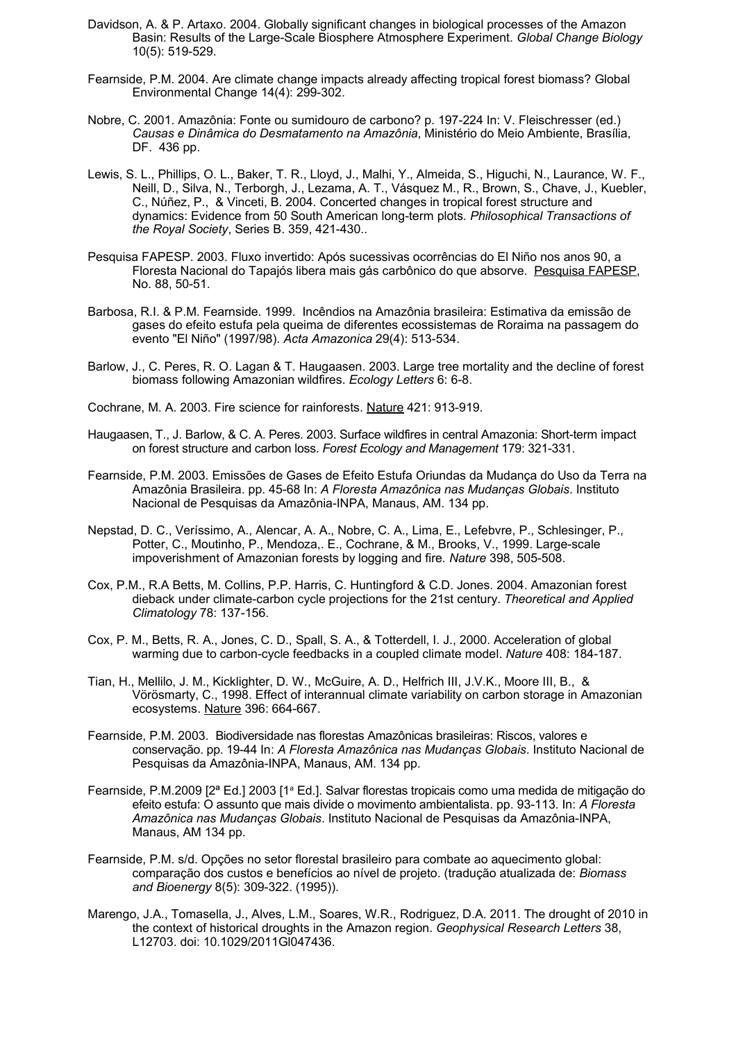Davidson, A. & P. Artaxo. 2004. Globally significant changes in biological processes of the Amazon Basin: Results of the Large-Scale Biosphere Atmosphere Experiment. *Global Change Biology* 10(5): 519-529.

Fearnside, P.M. 2004. Are climate change impacts already affecting tropical forest biomass? Global Environmental Change 14(4): 299-302.

Nobre, C. 2001. Amazônia: Fonte ou sumidouro de carbono? p. 197-224 In: V. Fleischresser (ed.) *Causas e Dinâmica do Desmatamento na Amazônia*, Ministério do Meio Ambiente, Brasília, DF. 436 pp.

Lewis, S. L., Phillips, O. L., Baker, T. R., Lloyd, J., Malhi, Y., Almeida, S., Higuchi, N., Laurance, W. F., Neill, D., Silva, N., Terborgh, J., Lezama, A. T., Vásquez M., R., Brown, S., Chave, J., Kuebler, C., Núñez, P., & Vinceti, B. 2004. Concerted changes in tropical forest structure and dynamics: Evidence from 50 South American long-term plots. *Philosophical Transactions of the Royal Society*, Series B. 359, 421-430..

Pesquisa FAPESP. 2003. Fluxo invertido: Após sucessivas ocorrências do El Niño nos anos 90, a Floresta Nacional do Tapajós libera mais gás carbônico do que absorve. Pesquisa FAPESP, No. 88, 50-51.

Barbosa, R.I. & P.M. Fearnside. 1999. Incêndios na Amazônia brasileira: Estimativa da emissão de gases do efeito estufa pela queima de diferentes ecossistemas de Roraima na passagem do evento "El Niño" (1997/98). *Acta Amazonica* 29(4): 513-534.

Barlow, J., C. Peres, R. O. Lagan & T. Haugaasen. 2003. Large tree mortality and the decline of forest biomass following Amazonian wildfires. *Ecology Letters* 6: 6-8.

Cochrane, M. A. 2003. Fire science for rainforests. Nature 421: 913-919.

Haugaasen, T., J. Barlow, & C. A. Peres. 2003. Surface wildfires in central Amazonia: Short-term impact on forest structure and carbon loss. *Forest Ecology and Management* 179: 321-331.

Fearnside, P.M. 2003. Emissões de Gases de Efeito Estufa Oriundas da Mudança do Uso da Terra na Amazônia Brasileira. pp. 45-68 In: *A Floresta Amazônica nas Mudanças Globais*. Instituto Nacional de Pesquisas da Amazônia-INPA, Manaus, AM. 134 pp.

Nepstad, D. C., Veríssimo, A., Alencar, A. A., Nobre, C. A., Lima, E., Lefebvre, P., Schlesinger, P., Potter, C., Moutinho, P., Mendoza,. E., Cochrane, & M., Brooks, V., 1999. Large-scale impoverishment of Amazonian forests by logging and fire. *Nature* 398, 505-508.

Cox, P.M., R.A Betts, M. Collins, P.P. Harris, C. Huntingford & C.D. Jones. 2004. Amazonian forest dieback under climate-carbon cycle projections for the 21st century. *Theoretical and Applied Climatology* 78: 137-156.

Cox, P. M., Betts, R. A., Jones, C. D., Spall, S. A., & Totterdell, I. J., 2000. Acceleration of global warming due to carbon-cycle feedbacks in a coupled climate model. *Nature* 408: 184-187.

Tian, H., Mellilo, J. M., Kicklighter, D. W., McGuire, A. D., Helfrich III, J.V.K., Moore III, B., & Vörösmarty, C., 1998. Effect of interannual climate variability on carbon storage in Amazonian ecosystems. Nature 396: 664-667.

Fearnside, P.M. 2003. Biodiversidade nas florestas Amazônicas brasileiras: Riscos, valores e conservação. pp. 19-44 In: *A Floresta Amazônica nas Mudanças Globais*. Instituto Nacional de Pesquisas da Amazônia-INPA, Manaus, AM. 134 pp.

Fearnside, P.M.2009 [2ª Ed.] 2003 [1ª Ed.]. Salvar florestas tropicais como uma medida de mitigação do efeito estufa: O assunto que mais divide o movimento ambientalista. pp. 93-113. In: *A Floresta Amazônica nas Mudanças Globais*. Instituto Nacional de Pesquisas da Amazônia-INPA, Manaus, AM 134 pp.

Fearnside, P.M. s/d. Opções no setor florestal brasileiro para combate ao aquecimento global: comparação dos custos e benefícios ao nível de projeto. (tradução atualizada de: *Biomass and Bioenergy* 8(5): 309-322. (1995)).

Marengo, J.A., Tomasella, J., Alves, L.M., Soares, W.R., Rodriguez, D.A. 2011. The drought of 2010 in the context of historical droughts in the Amazon region. *Geophysical Research Letters* 38, L12703. doi: 10.1029/2011Gl047436.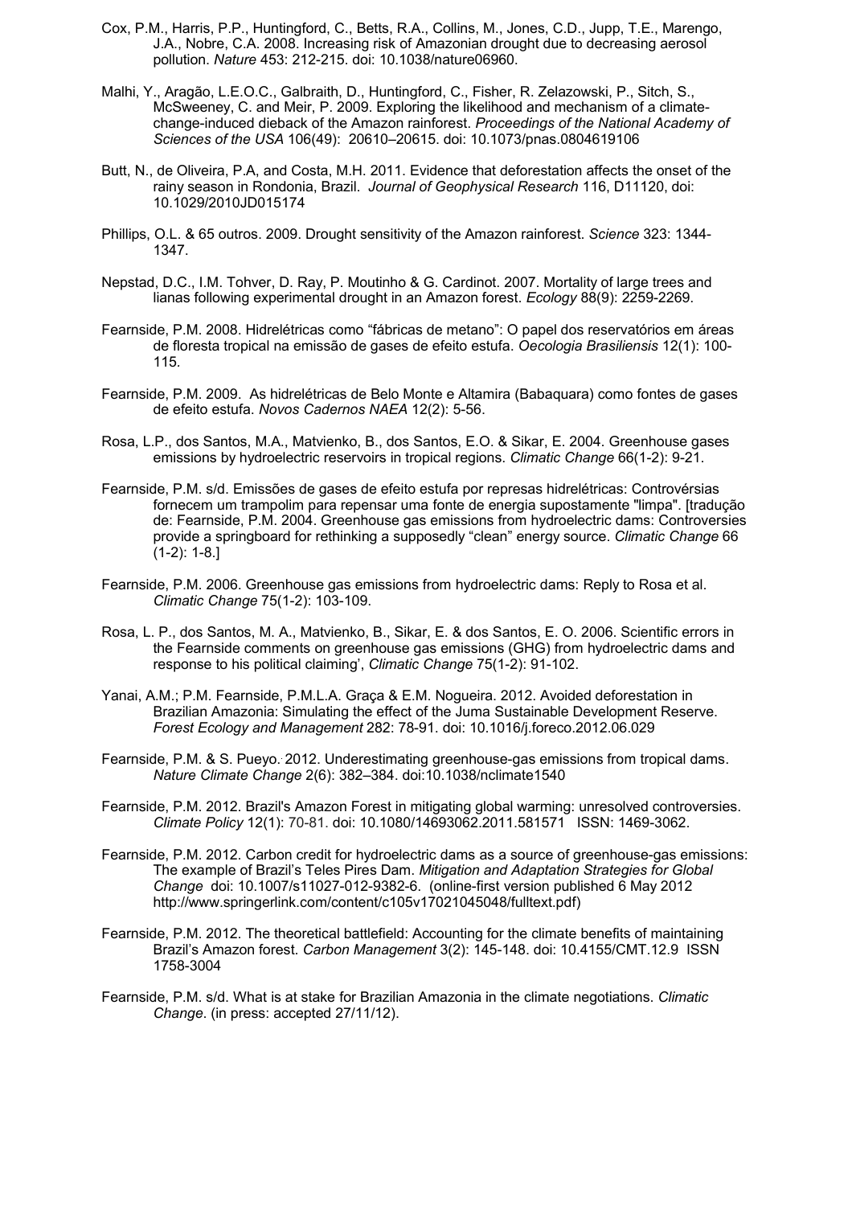Cox, P.M., Harris, P.P., Huntingford, C., Betts, R.A., Collins, M., Jones, C.D., Jupp, T.E., Marengo, J.A., Nobre, C.A. 2008. Increasing risk of Amazonian drought due to decreasing aerosol pollution. *Nature* 453: 212-215. doi: 10.1038/nature06960.

Malhi, Y., Aragão, L.E.O.C., Galbraith, D., Huntingford, C., Fisher, R. Zelazowski, P., Sitch, S., McSweeney, C. and Meir, P. 2009. Exploring the likelihood and mechanism of a climate-change-induced dieback of the Amazon rainforest. *Proceedings of the National Academy of Sciences of the USA* 106(49): 20610–20615. doi: 10.1073/pnas.0804619106

Butt, N., de Oliveira, P.A, and Costa, M.H. 2011. Evidence that deforestation affects the onset of the rainy season in Rondonia, Brazil. *Journal of Geophysical Research* 116, D11120, doi: 10.1029/2010JD015174

Phillips, O.L. & 65 outros. 2009. Drought sensitivity of the Amazon rainforest. *Science* 323: 1344-1347.

Nepstad, D.C., I.M. Tohver, D. Ray, P. Moutinho & G. Cardinot. 2007. Mortality of large trees and lianas following experimental drought in an Amazon forest. *Ecology* 88(9): 2259-2269.

Fearnside, P.M. 2008. Hidrelétricas como "fábricas de metano": O papel dos reservatórios em áreas de floresta tropical na emissão de gases de efeito estufa. *Oecologia Brasiliensis* 12(1): 100-115.

Fearnside, P.M. 2009. As hidrelétricas de Belo Monte e Altamira (Babaquara) como fontes de gases de efeito estufa. *Novos Cadernos NAEA* 12(2): 5-56.

Rosa, L.P., dos Santos, M.A., Matvienko, B., dos Santos, E.O. & Sikar, E. 2004. Greenhouse gases emissions by hydroelectric reservoirs in tropical regions. *Climatic Change* 66(1-2): 9-21.

Fearnside, P.M. s/d. Emissões de gases de efeito estufa por represas hidrelétricas: Controvérsias fornecem um trampolim para repensar uma fonte de energia supostamente "limpa". [tradução de: Fearnside, P.M. 2004. Greenhouse gas emissions from hydroelectric dams: Controversies provide a springboard for rethinking a supposedly "clean" energy source. *Climatic Change* 66 (1-2): 1-8.]

Fearnside, P.M. 2006. Greenhouse gas emissions from hydroelectric dams: Reply to Rosa et al. *Climatic Change* 75(1-2): 103-109.

Rosa, L. P., dos Santos, M. A., Matvienko, B., Sikar, E. & dos Santos, E. O. 2006. Scientific errors in the Fearnside comments on greenhouse gas emissions (GHG) from hydroelectric dams and response to his political claiming', *Climatic Change* 75(1-2): 91-102.

Yanai, A.M.; P.M. Fearnside, P.M.L.A. Graça & E.M. Nogueira. 2012. Avoided deforestation in Brazilian Amazonia: Simulating the effect of the Juma Sustainable Development Reserve. *Forest Ecology and Management* 282: 78-91. doi: 10.1016/j.foreco.2012.06.029

Fearnside, P.M. & S. Pueyo. 2012. Underestimating greenhouse-gas emissions from tropical dams. *Nature Climate Change* 2(6): 382–384. doi:10.1038/nclimate1540

Fearnside, P.M. 2012. Brazil's Amazon Forest in mitigating global warming: unresolved controversies. *Climate Policy* 12(1): 70-81. doi: 10.1080/14693062.2011.581571 ISSN: 1469-3062.

Fearnside, P.M. 2012. Carbon credit for hydroelectric dams as a source of greenhouse-gas emissions: The example of Brazil's Teles Pires Dam. *Mitigation and Adaptation Strategies for Global Change* doi: 10.1007/s11027-012-9382-6. (online-first version published 6 May 2012 http://www.springerlink.com/content/c105v17021045048/fulltext.pdf)

Fearnside, P.M. 2012. The theoretical battlefield: Accounting for the climate benefits of maintaining Brazil's Amazon forest. *Carbon Management* 3(2): 145-148. doi: 10.4155/CMT.12.9 ISSN 1758-3004

Fearnside, P.M. s/d. What is at stake for Brazilian Amazonia in the climate negotiations. *Climatic Change*. (in press: accepted 27/11/12).